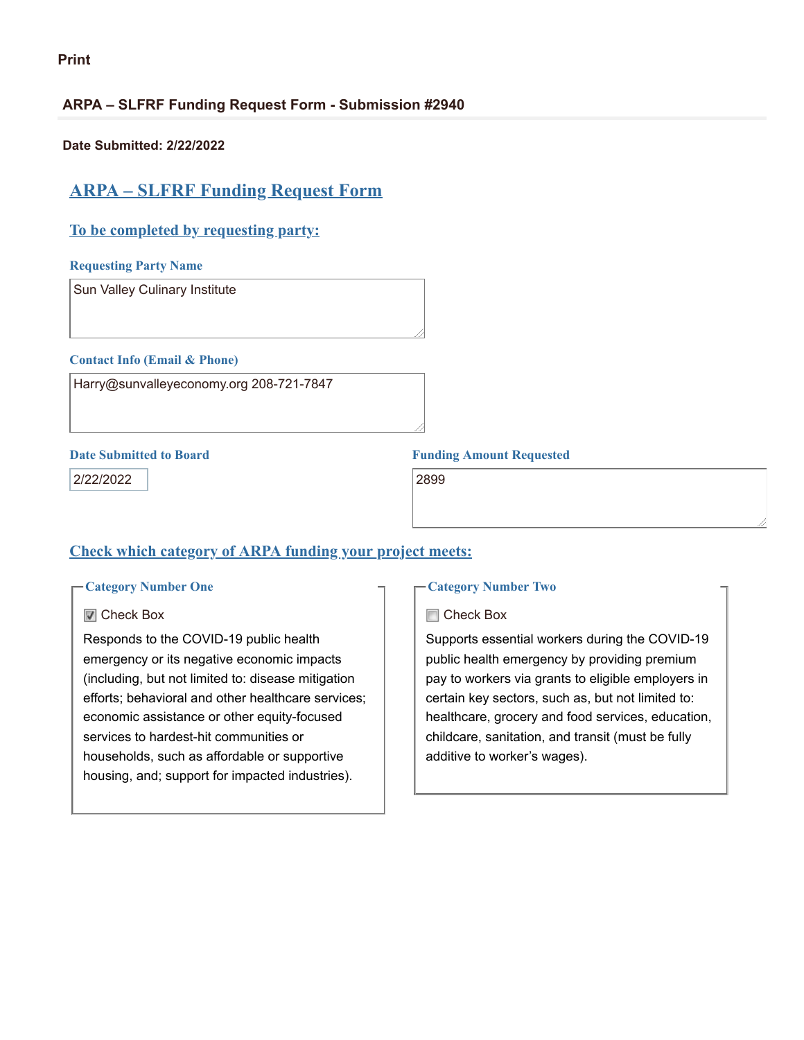Print

**ARPA – SLFRF Funding Request Form - Submission #2940**

**Date Submitted: 2/22/2022**

# ARPA – SLFRF Funding Request Form

## To be completed by requesting party:

**Requesting Party Name**

Sun Valley Culinary Institute

**Contact Info (Email & Phone)**

Harry@sunvalleyeconomy.org 208-721-7847

**Date Submitted to Board**

2/22/2022

**Funding Amount Requested**

2899

## Check which category of ARPA funding your project meets:

**Category Number One**

- [x] Check Box

Responds to the COVID-19 public health emergency or its negative economic impacts (including, but not limited to: disease mitigation efforts; behavioral and other healthcare services; economic assistance or other equity-focused services to hardest-hit communities or households, such as affordable or supportive housing, and; support for impacted industries).

**Category Number Two**

- [ ] Check Box

Supports essential workers during the COVID-19 public health emergency by providing premium pay to workers via grants to eligible employers in certain key sectors, such as, but not limited to: healthcare, grocery and food services, education, childcare, sanitation, and transit (must be fully additive to worker's wages).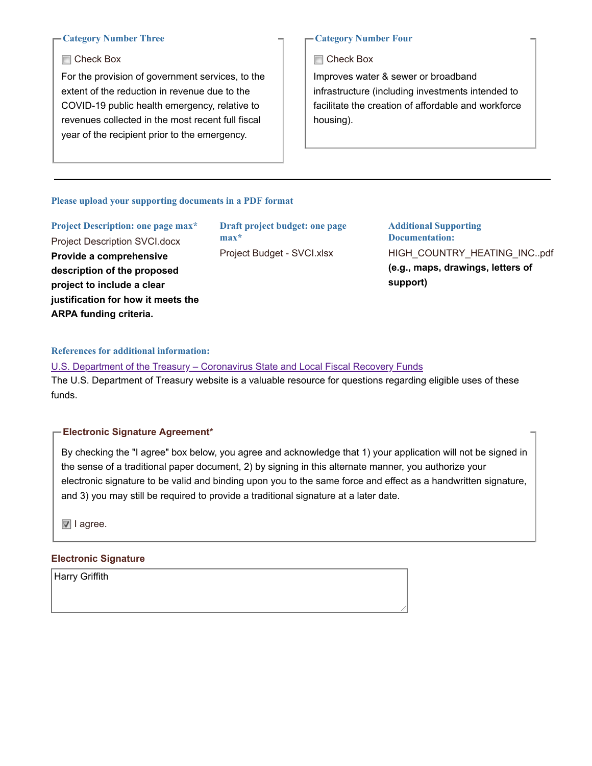### Category Number Three

- [ ] Check Box

For the provision of government services, to the extent of the reduction in revenue due to the COVID-19 public health emergency, relative to revenues collected in the most recent full fiscal year of the recipient prior to the emergency.

### Category Number Four

- [ ] Check Box

Improves water & sewer or broadband infrastructure (including investments intended to facilitate the creation of affordable and workforce housing).

---

### Please upload your supporting documents in a PDF format

**Project Description: one page max***

Project Description SVCI.docx

**Provide a comprehensive description of the proposed project to include a clear justification for how it meets the ARPA funding criteria.**

**Draft project budget: one page max***

Project Budget - SVCI.xlsx

**Additional Supporting Documentation:**

HIGH_COUNTRY_HEATING_INC..pdf

**(e.g., maps, drawings, letters of support)**

### References for additional information:

U.S. Department of the Treasury – Coronavirus State and Local Fiscal Recovery Funds

The U.S. Department of Treasury website is a valuable resource for questions regarding eligible uses of these funds.

### Electronic Signature Agreement*

By checking the "I agree" box below, you agree and acknowledge that 1) your application will not be signed in the sense of a traditional paper document, 2) by signing in this alternate manner, you authorize your electronic signature to be valid and binding upon you to the same force and effect as a handwritten signature, and 3) you may still be required to provide a traditional signature at a later date.

- [x] I agree.

### Electronic Signature

Harry Griffith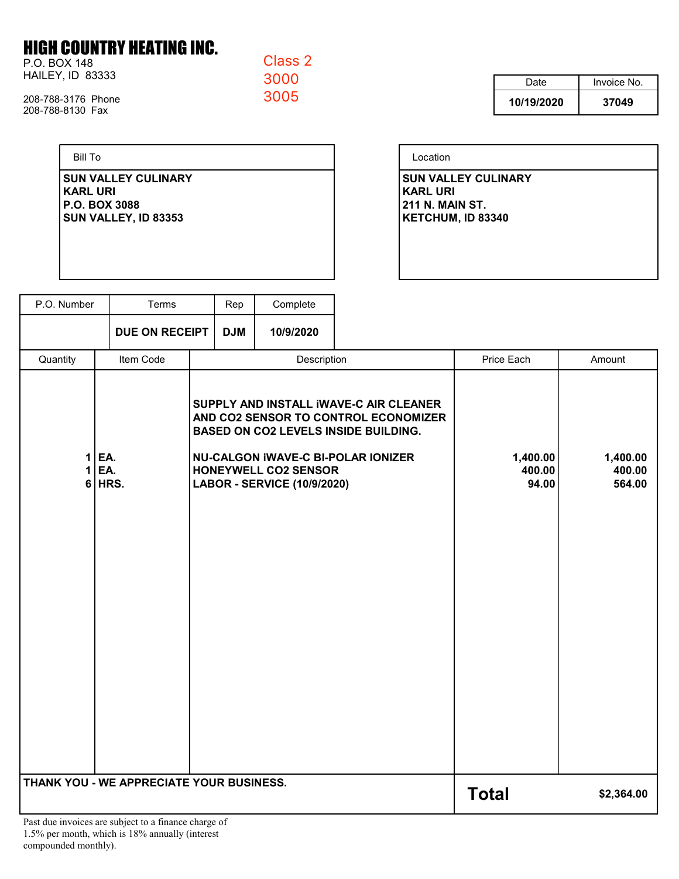# HIGH COUNTRY HEATING INC.

P.O. BOX 148
HAILEY, ID 83333

208-788-3176 Phone
208-788-8130 Fax

Class 2
3000
3005

| Date | Invoice No. |
|---|---|
| 10/19/2020 | 37049 |

| Bill To |
|---|
| SUN VALLEY CULINARY<br>KARL URI<br>P.O. BOX 3088<br>SUN VALLEY, ID 83353 |

| Location |
|---|
| SUN VALLEY CULINARY<br>KARL URI<br>211 N. MAIN ST.<br>KETCHUM, ID 83340 |

| P.O. Number | Terms | Rep | Complete |
|---|---|---|---|
| | DUE ON RECEIPT | DJM | 10/9/2020 |

| Quantity | Item Code | Description | Price Each | Amount |
|---|---|---|---|---|
| | | SUPPLY AND INSTALL iWAVE-C AIR CLEANER AND $CO_2$ SENSOR TO CONTROL ECONOMIZER BASED ON $CO_2$ LEVELS INSIDE BUILDING. | | |
| 1 | EA. | NU-CALGON iWAVE-C BI-POLAR IONIZER | 1,400.00 | 1,400.00 |
| 1 | EA. | HONEYWELL $CO_2$ SENSOR | 400.00 | 400.00 |
| 6 | HRS. | LABOR - SERVICE (10/9/2020) | 94.00 | 564.00 |

THANK YOU - WE APPRECIATE YOUR BUSINESS.

**Total** $2,364.00

Past due invoices are subject to a finance charge of 1.5% per month, which is 18% annually (interest compounded monthly).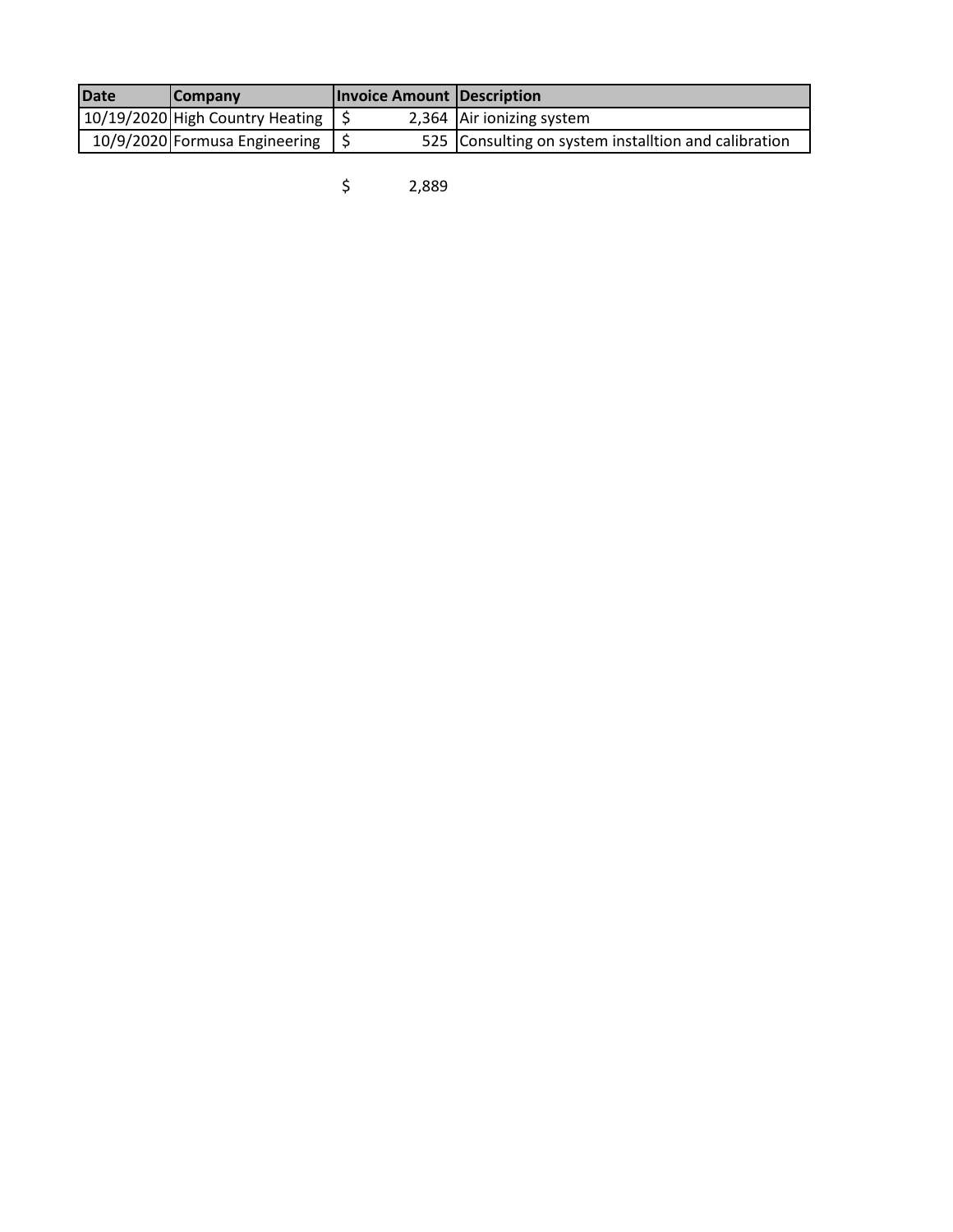| Date | Company | Invoice Amount | Description |
|---|---|---|---|
| 10/19/2020 | High Country Heating | $ 2,364 | Air ionizing system |
| 10/9/2020 | Formusa Engineering | $ 525 | Consulting on system installtion and calibration |
| | | $ 2,889 | |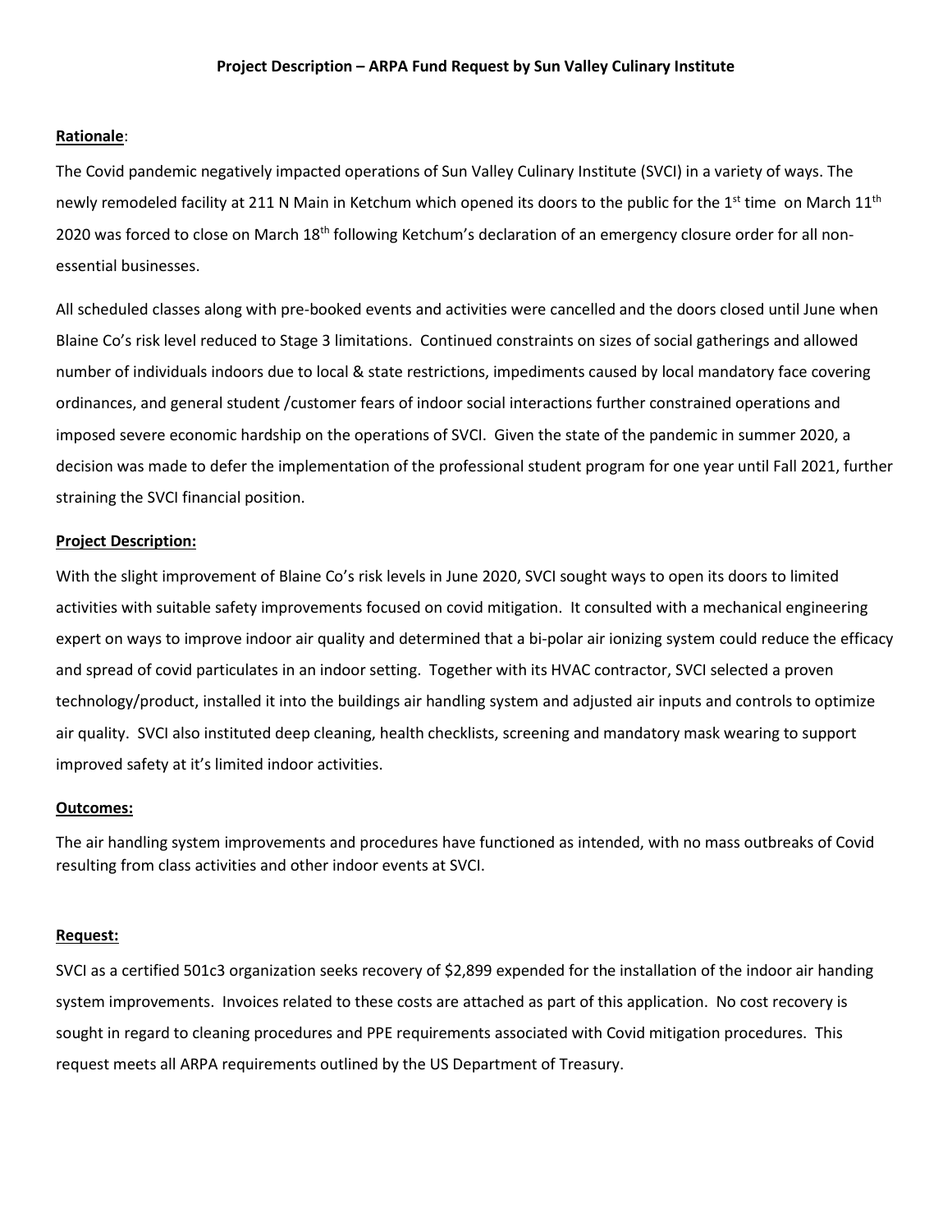**Project Description – ARPA Fund Request by Sun Valley Culinary Institute**

**Rationale**:

The Covid pandemic negatively impacted operations of Sun Valley Culinary Institute (SVCI) in a variety of ways. The newly remodeled facility at 211 N Main in Ketchum which opened its doors to the public for the 1st time on March 11th 2020 was forced to close on March 18th following Ketchum's declaration of an emergency closure order for all non-essential businesses.

All scheduled classes along with pre-booked events and activities were cancelled and the doors closed until June when Blaine Co's risk level reduced to Stage 3 limitations. Continued constraints on sizes of social gatherings and allowed number of individuals indoors due to local & state restrictions, impediments caused by local mandatory face covering ordinances, and general student /customer fears of indoor social interactions further constrained operations and imposed severe economic hardship on the operations of SVCI. Given the state of the pandemic in summer 2020, a decision was made to defer the implementation of the professional student program for one year until Fall 2021, further straining the SVCI financial position.

**Project Description:**

With the slight improvement of Blaine Co's risk levels in June 2020, SVCI sought ways to open its doors to limited activities with suitable safety improvements focused on covid mitigation. It consulted with a mechanical engineering expert on ways to improve indoor air quality and determined that a bi-polar air ionizing system could reduce the efficacy and spread of covid particulates in an indoor setting. Together with its HVAC contractor, SVCI selected a proven technology/product, installed it into the buildings air handling system and adjusted air inputs and controls to optimize air quality. SVCI also instituted deep cleaning, health checklists, screening and mandatory mask wearing to support improved safety at it's limited indoor activities.

**Outcomes:**

The air handling system improvements and procedures have functioned as intended, with no mass outbreaks of Covid resulting from class activities and other indoor events at SVCI.

**Request:**

SVCI as a certified 501c3 organization seeks recovery of $2,899 expended for the installation of the indoor air handing system improvements. Invoices related to these costs are attached as part of this application. No cost recovery is sought in regard to cleaning procedures and PPE requirements associated with Covid mitigation procedures. This request meets all ARPA requirements outlined by the US Department of Treasury.